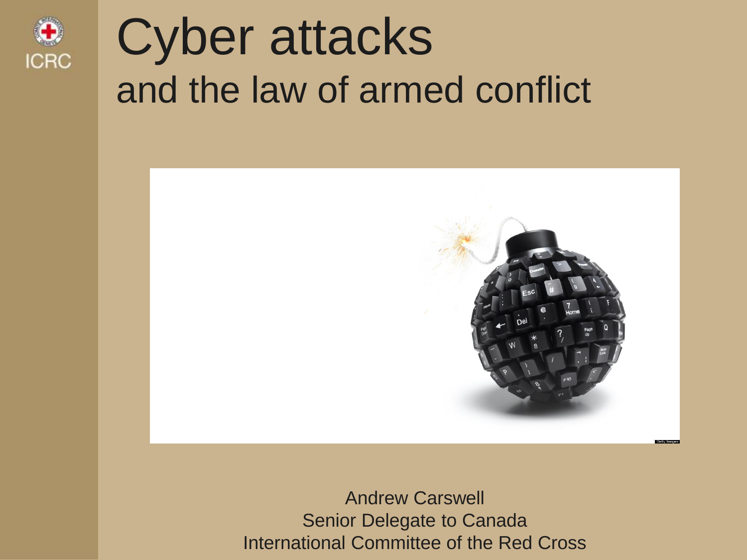# Cyber attacks
## and the law of armed conflict

Andrew Carswell
Senior Delegate to Canada
International Committee of the Red Cross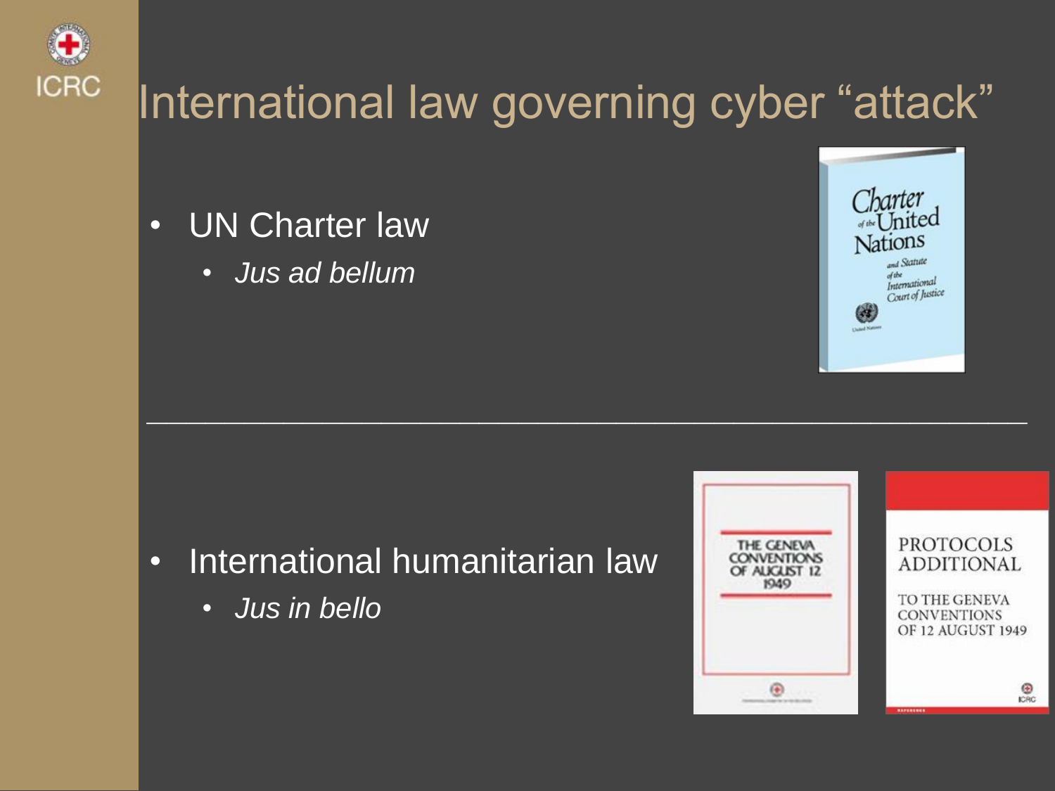# International law governing cyber "attack"

- UN Charter law
  - *Jus ad bellum*

---

- International humanitarian law
  - *Jus in bello*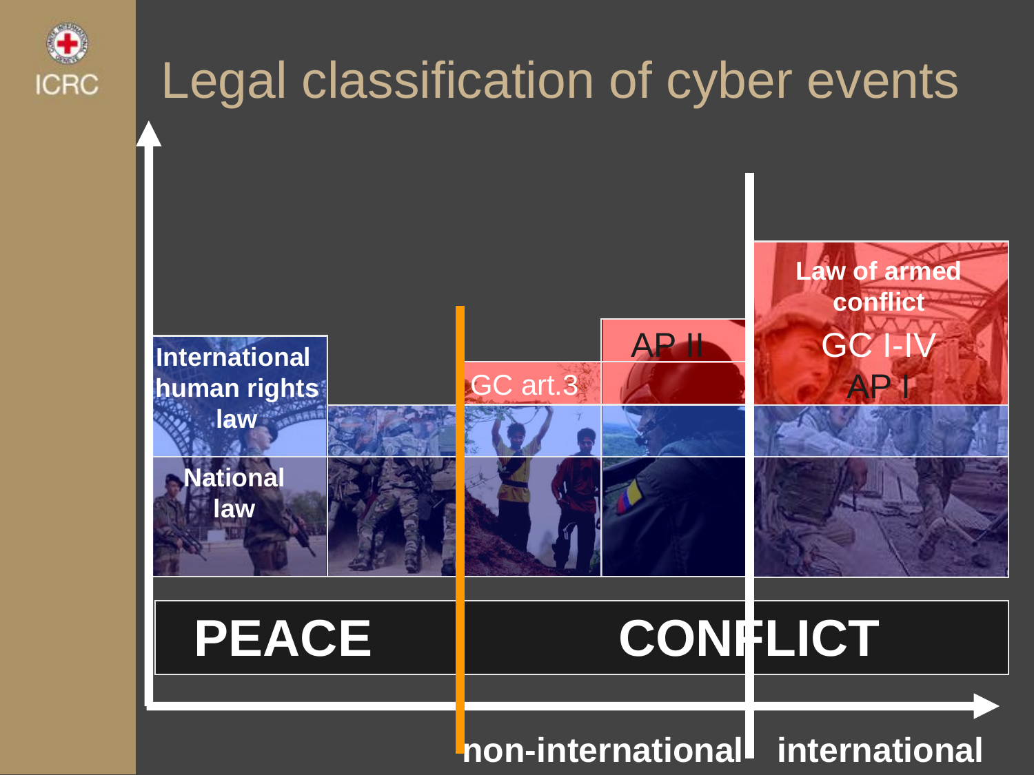# Legal classification of cyber events

International human rights law

National law

GC art.3

AP II

Law of armed conflict

GC I-IV

AP I

PEACE

CONFLICT

non-international

international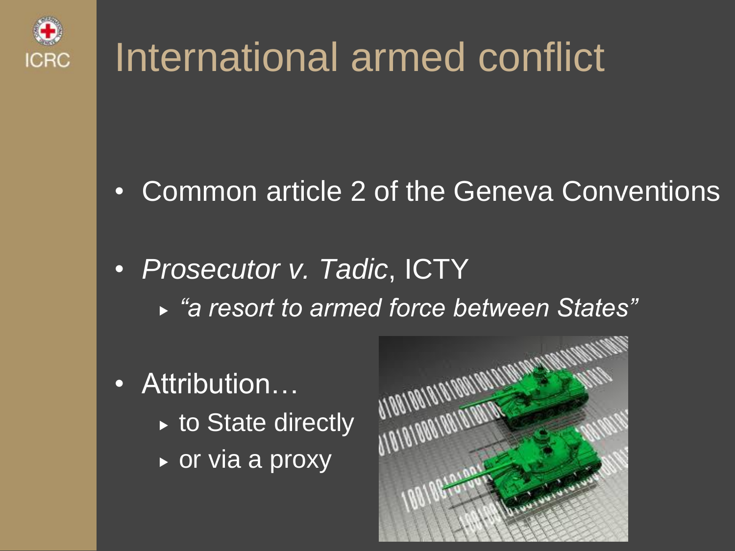# International armed conflict

- Common article 2 of the Geneva Conventions
- *Prosecutor v. Tadic*, ICTY
  - *"a resort to armed force between States"*
- Attribution…
  - to State directly
  - or via a proxy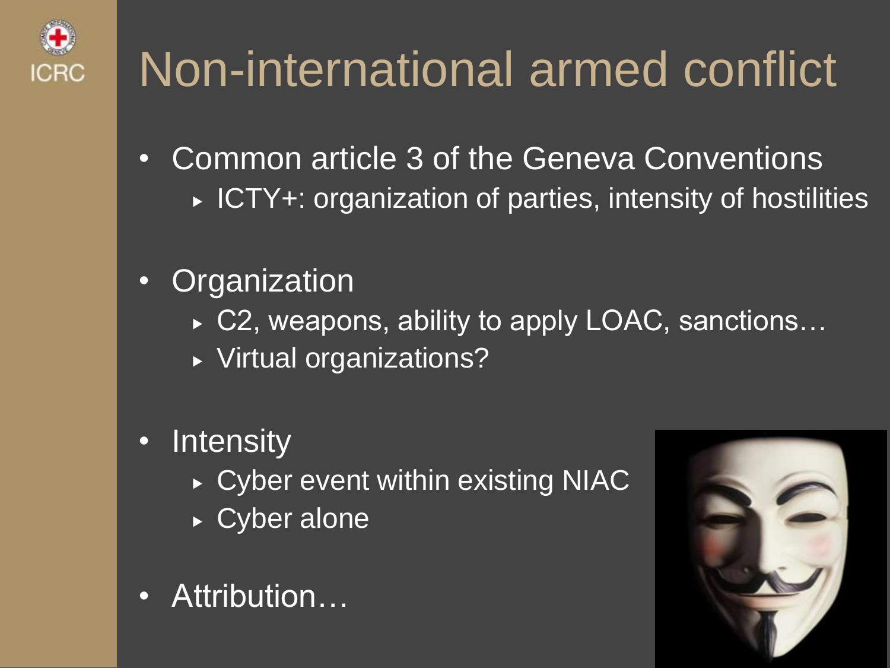# Non-international armed conflict

- Common article 3 of the Geneva Conventions
  - ICTY+: organization of parties, intensity of hostilities
- Organization
  - C2, weapons, ability to apply LOAC, sanctions…
  - Virtual organizations?
- Intensity
  - Cyber event within existing NIAC
  - Cyber alone
- Attribution…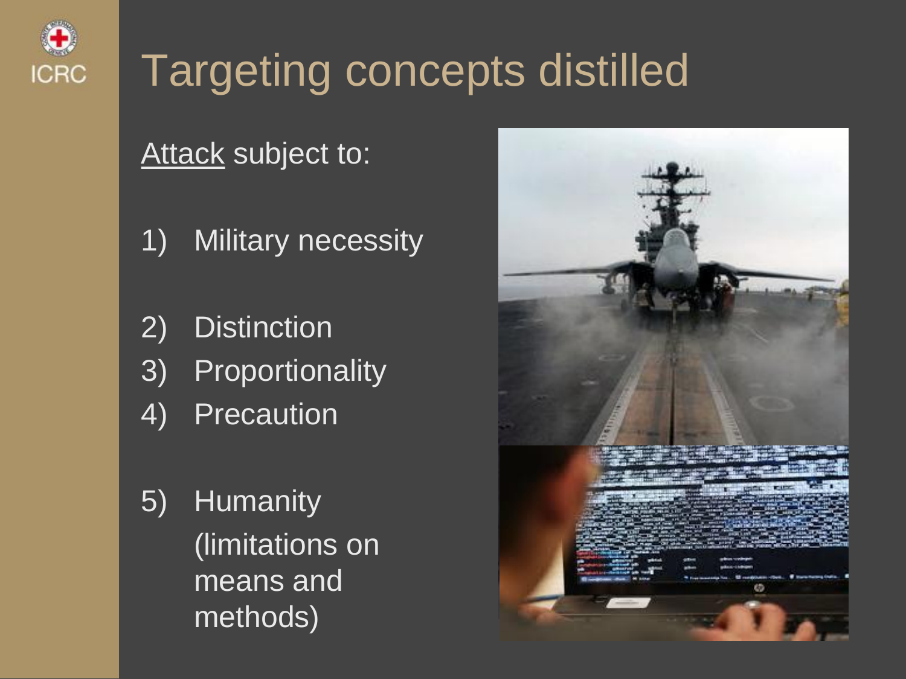# Targeting concepts distilled

Attack subject to:

1) Military necessity

2) Distinction
3) Proportionality
4) Precaution

5) Humanity (limitations on means and methods)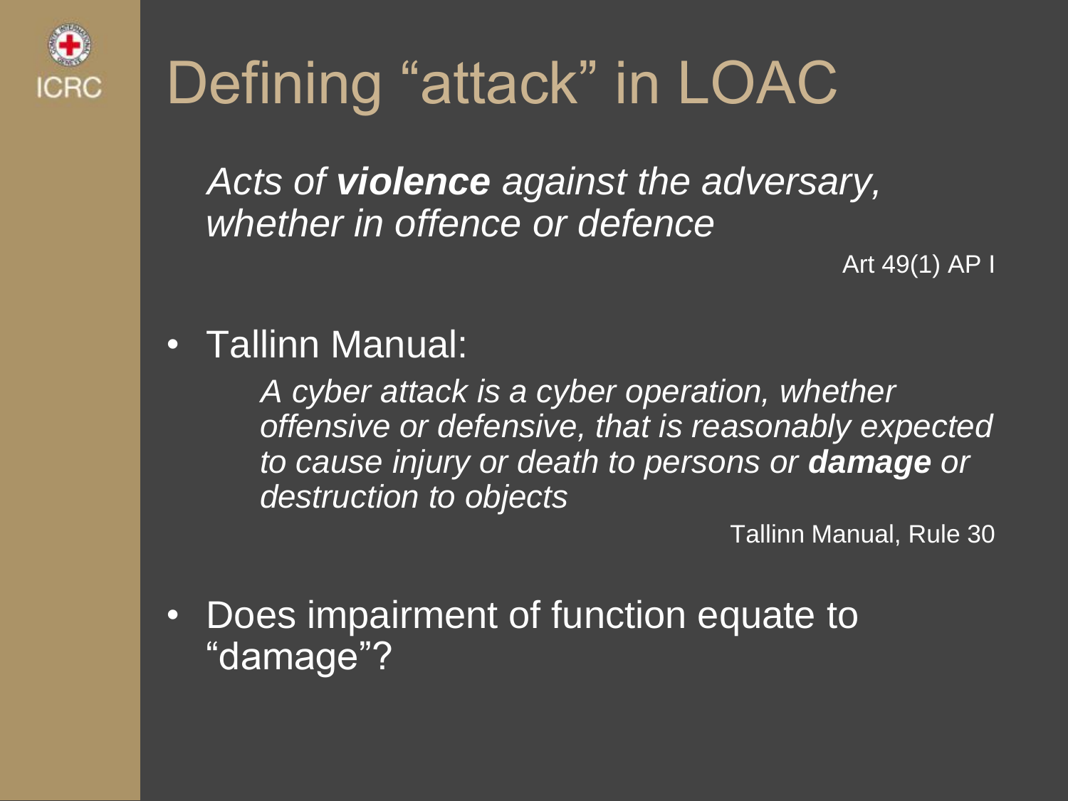# Defining "attack" in LOAC

*Acts of **violence** against the adversary, whether in offence or defence*

Art 49(1) AP I

- Tallinn Manual:

  *A cyber attack is a cyber operation, whether offensive or defensive, that is reasonably expected to cause injury or death to persons or **damage** or destruction to objects*

  Tallinn Manual, Rule 30

- Does impairment of function equate to "damage"?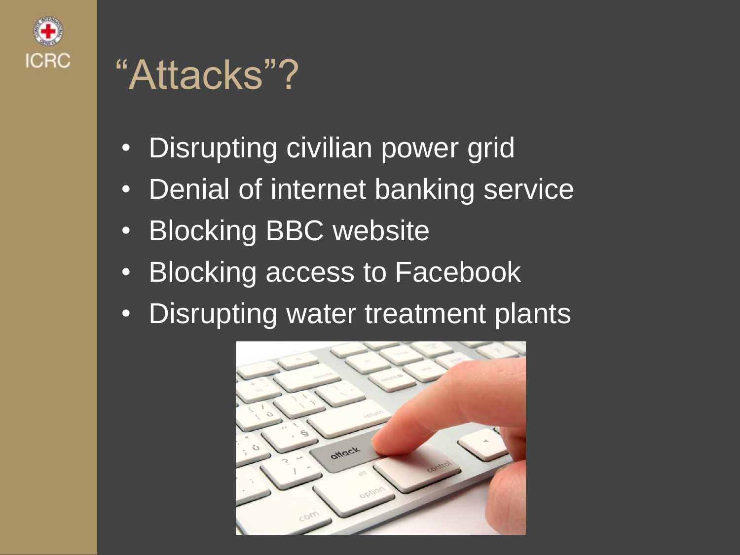# “Attacks”?

- Disrupting civilian power grid
- Denial of internet banking service
- Blocking BBC website
- Blocking access to Facebook
- Disrupting water treatment plants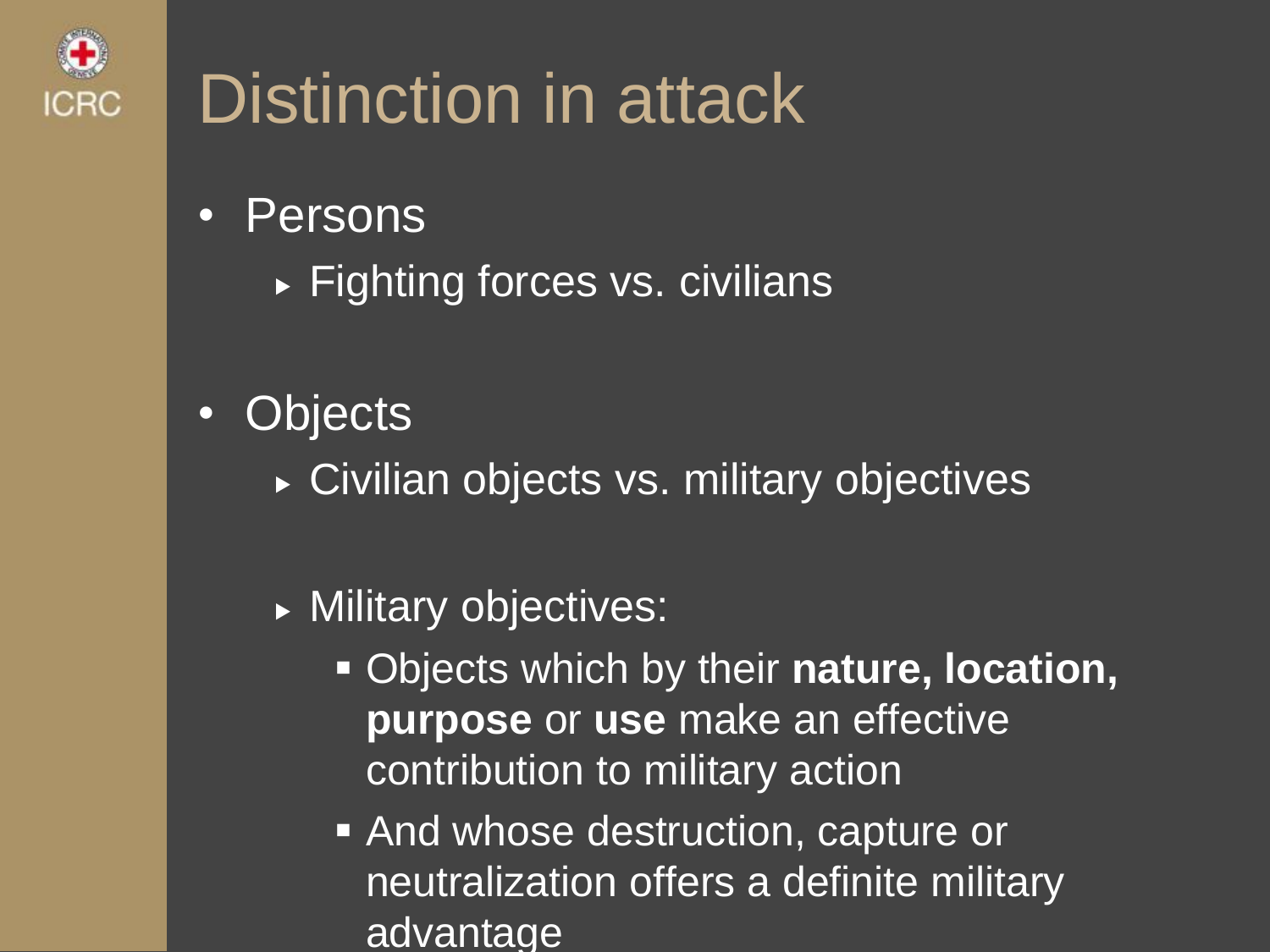# Distinction in attack

- Persons
  - Fighting forces vs. civilians

- Objects
  - Civilian objects vs. military objectives

  - Military objectives:
    - Objects which by their **nature, location, purpose** or **use** make an effective contribution to military action
    - And whose destruction, capture or neutralization offers a definite military advantage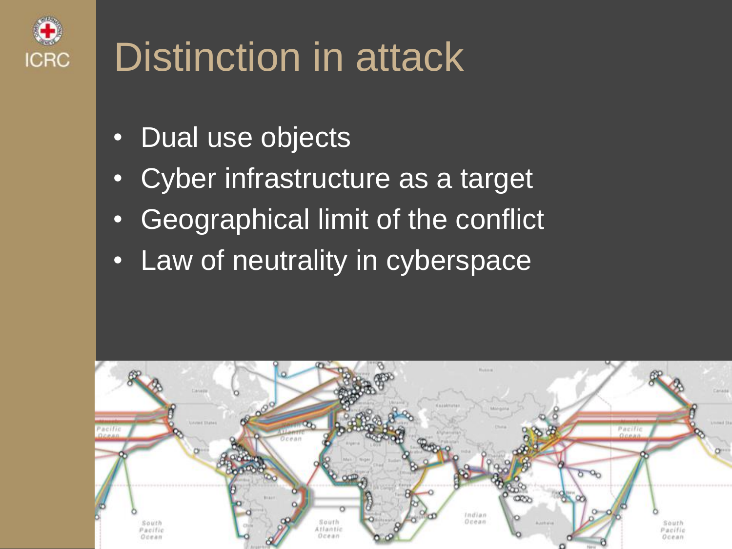# Distinction in attack

- Dual use objects
- Cyber infrastructure as a target
- Geographical limit of the conflict
- Law of neutrality in cyberspace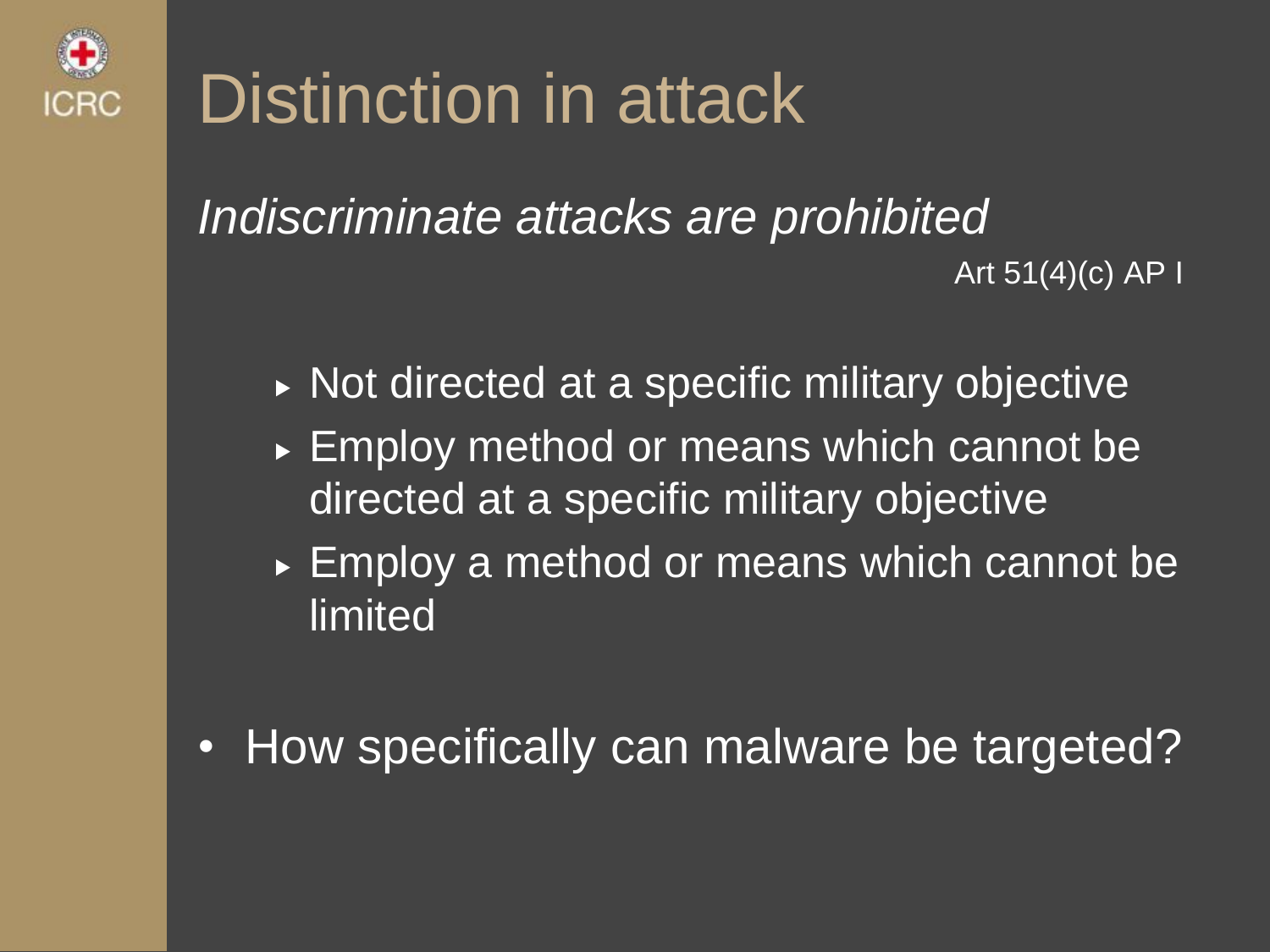# Distinction in attack

*Indiscriminate attacks are prohibited*

Art 51(4)(c) AP I

- Not directed at a specific military objective
- Employ method or means which cannot be directed at a specific military objective
- Employ a method or means which cannot be limited

- How specifically can malware be targeted?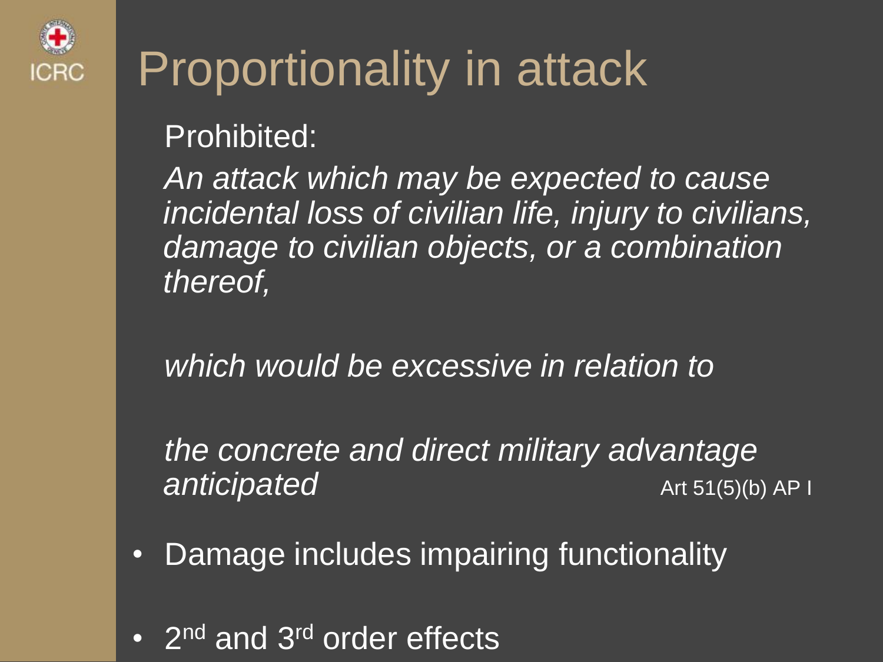# Proportionality in attack

Prohibited:

*An attack which may be expected to cause incidental loss of civilian life, injury to civilians, damage to civilian objects, or a combination thereof,*

*which would be excessive in relation to*

*the concrete and direct military advantage anticipated* Art 51(5)(b) AP I

- Damage includes impairing functionality
- 2nd and 3rd order effects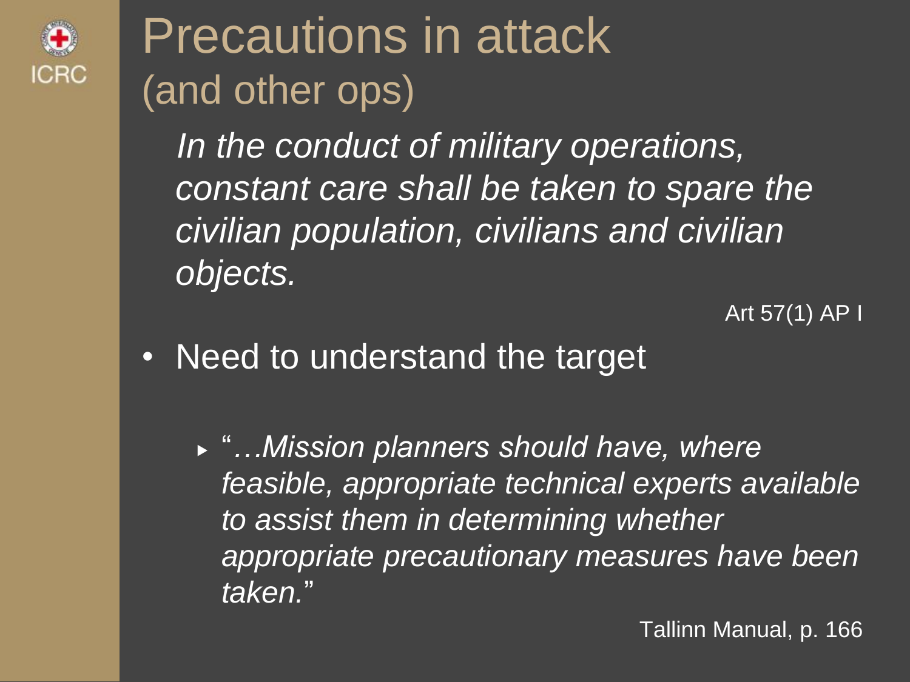# Precautions in attack
## (and other ops)

*In the conduct of military operations, constant care shall be taken to spare the civilian population, civilians and civilian objects.*

Art 57(1) AP I

- Need to understand the target
  - "*…Mission planners should have, where feasible, appropriate technical experts available to assist them in determining whether appropriate precautionary measures have been taken.*"

Tallinn Manual, p. 166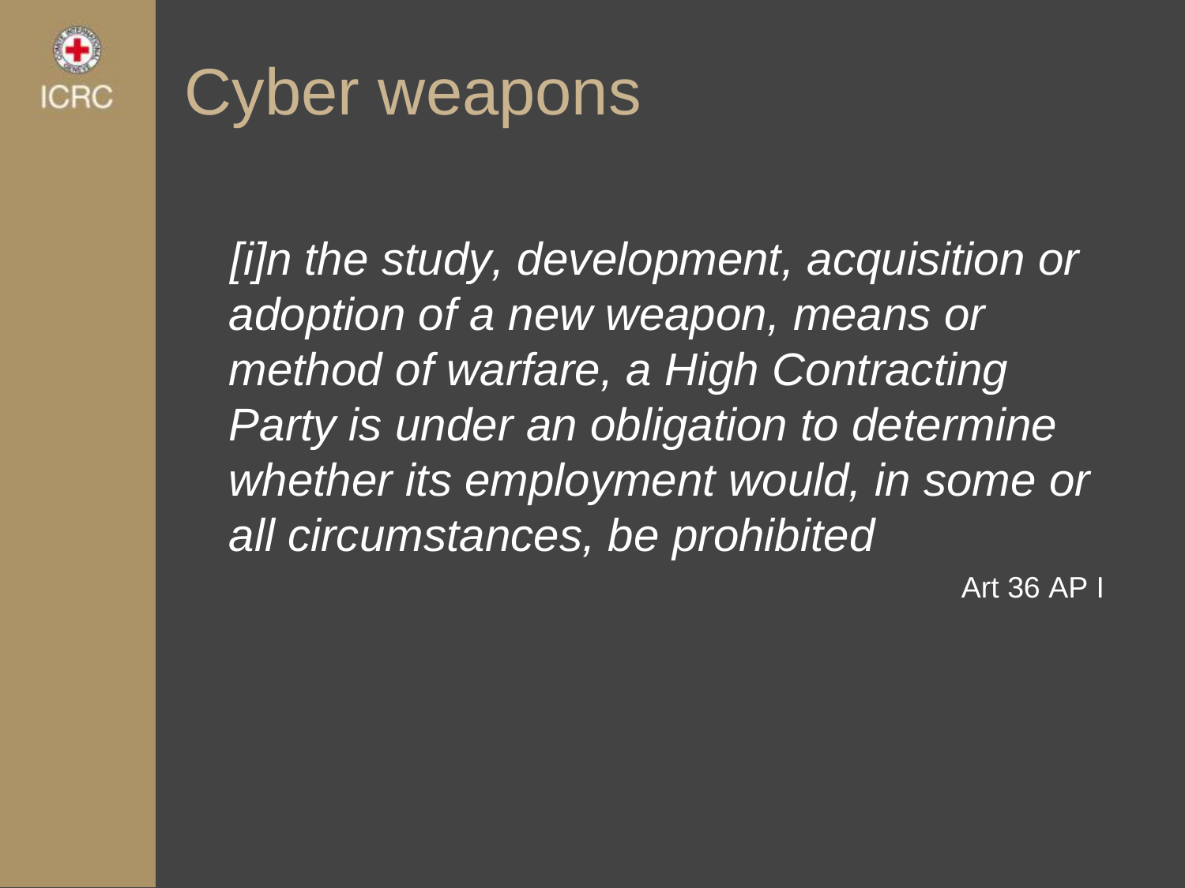# Cyber weapons

*[i]n the study, development, acquisition or adoption of a new weapon, means or method of warfare, a High Contracting Party is under an obligation to determine whether its employment would, in some or all circumstances, be prohibited*

Art 36 AP I